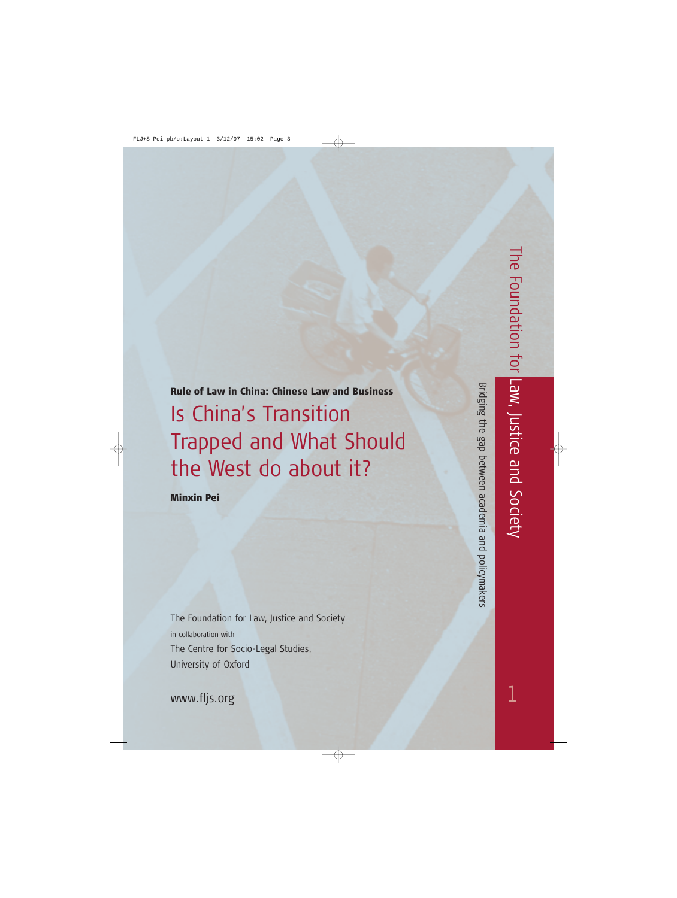**Rule of Law in China: Chinese Law and Business**

# Is China's Transition Trapped and What Should the West do about it?

**Minxin Pei**

The Foundation for Law, Justice and Society
in collaboration with
The Centre for Socio-Legal Studies,
University of Oxford

www.fljs.org

The Foundation for Law, Justice and Society

Bridging the gap between academia and policymakers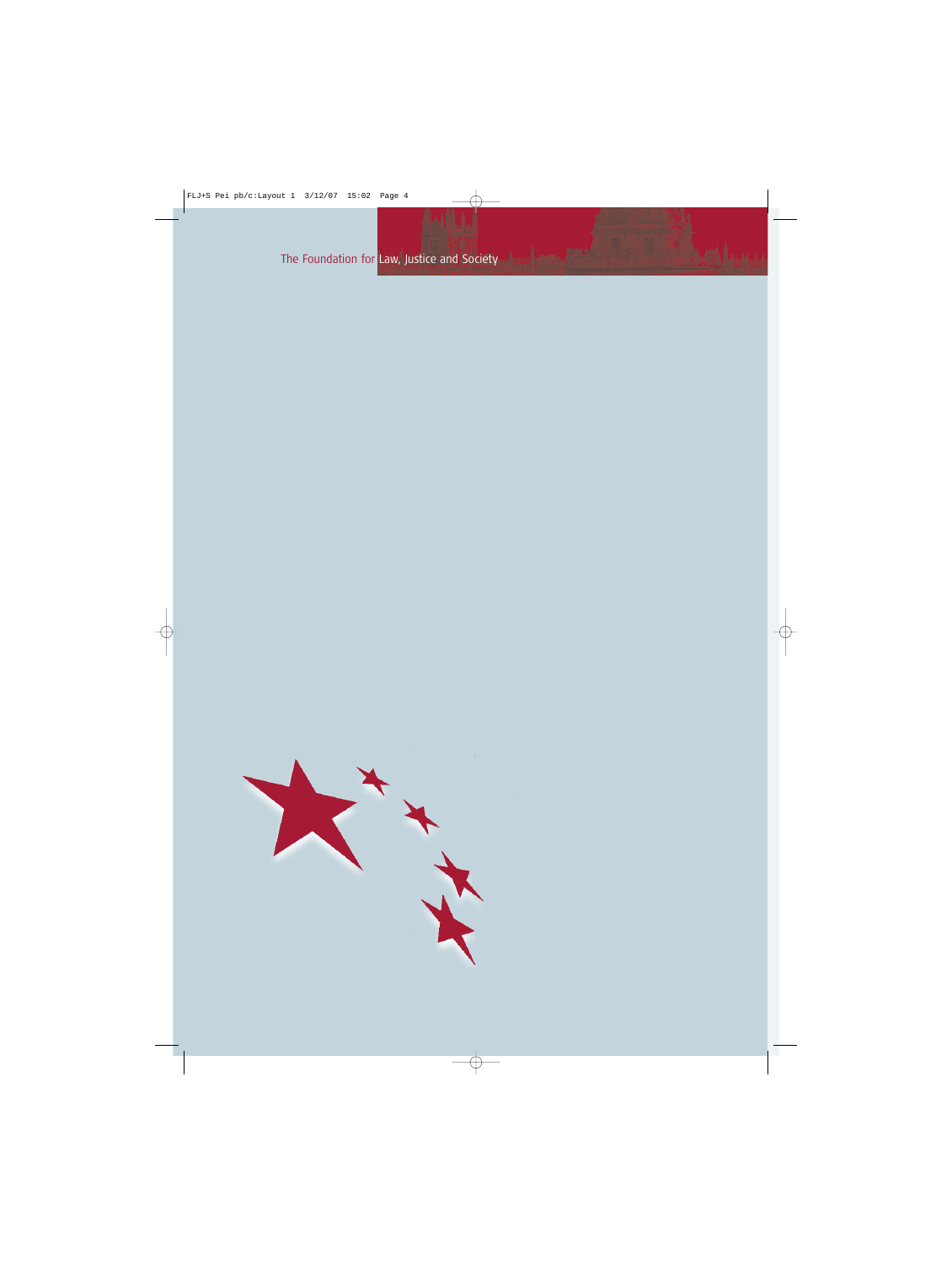The Foundation for Law, Justice and Society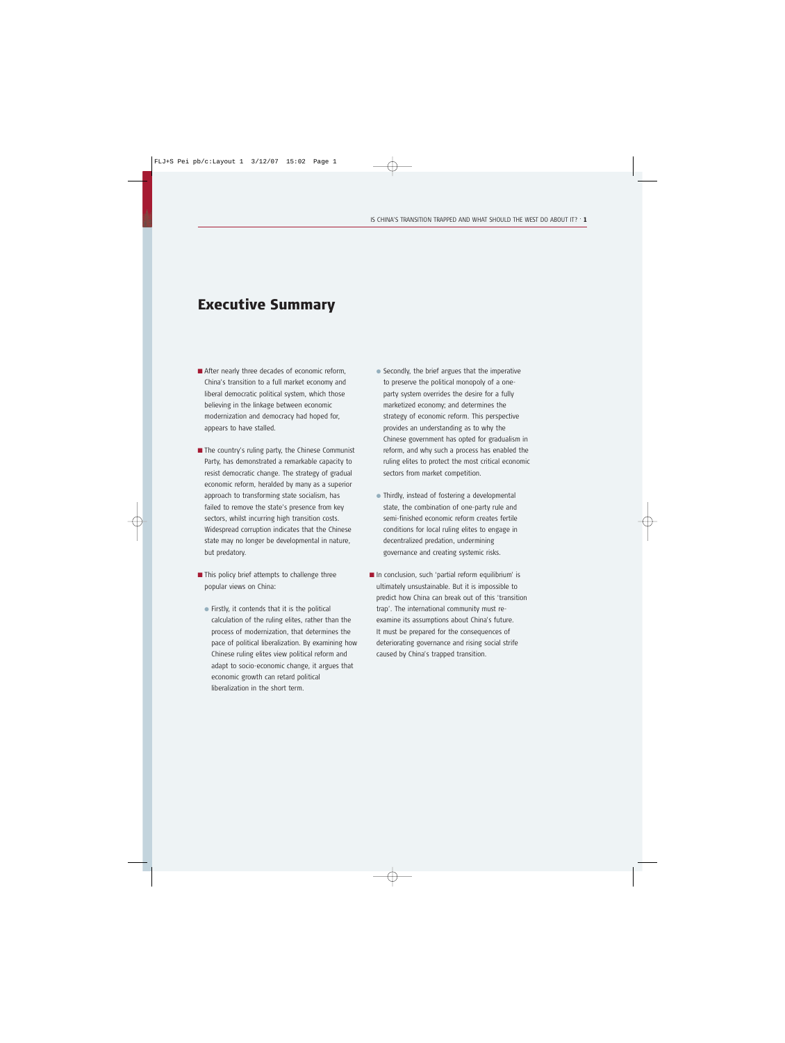# Executive Summary

- After nearly three decades of economic reform, China's transition to a full market economy and liberal democratic political system, which those believing in the linkage between economic modernization and democracy had hoped for, appears to have stalled.

- The country's ruling party, the Chinese Communist Party, has demonstrated a remarkable capacity to resist democratic change. The strategy of gradual economic reform, heralded by many as a superior approach to transforming state socialism, has failed to remove the state's presence from key sectors, whilst incurring high transition costs. Widespread corruption indicates that the Chinese state may no longer be developmental in nature, but predatory.

- This policy brief attempts to challenge three popular views on China:

  - Firstly, it contends that it is the political calculation of the ruling elites, rather than the process of modernization, that determines the pace of political liberalization. By examining how Chinese ruling elites view political reform and adapt to socio-economic change, it argues that economic growth can retard political liberalization in the short term.

  - Secondly, the brief argues that the imperative to preserve the political monopoly of a one-party system overrides the desire for a fully marketized economy; and determines the strategy of economic reform. This perspective provides an understanding as to why the Chinese government has opted for gradualism in reform, and why such a process has enabled the ruling elites to protect the most critical economic sectors from market competition.

  - Thirdly, instead of fostering a developmental state, the combination of one-party rule and semi-finished economic reform creates fertile conditions for local ruling elites to engage in decentralized predation, undermining governance and creating systemic risks.

- In conclusion, such 'partial reform equilibrium' is ultimately unsustainable. But it is impossible to predict how China can break out of this 'transition trap'. The international community must re-examine its assumptions about China's future. It must be prepared for the consequences of deteriorating governance and rising social strife caused by China's trapped transition.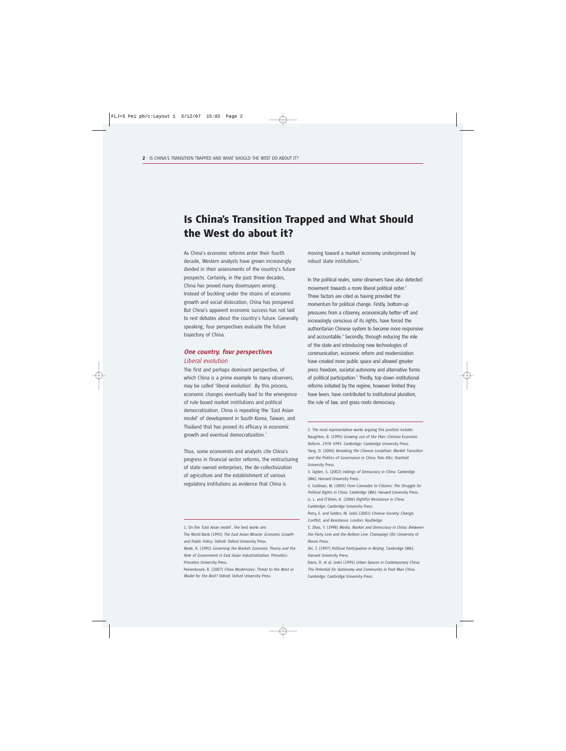# Is China's Transition Trapped and What Should the West do about it?

As China's economic reforms enter their fourth decade, Western analysts have grown increasingly divided in their assessments of the country's future prospects. Certainly, in the past three decades, China has proved many doomsayers wrong. Instead of buckling under the strains of economic growth and social dislocation, China has prospered. But China's apparent economic success has not laid to rest debates about the country's future. Generally speaking, four perspectives evaluate the future trajectory of China.

## *One country, four perspectives*

### *Liberal evolution*

The first and perhaps dominant perspective, of which China is a prime example to many observers, may be called 'liberal evolution'. By this process, economic changes eventually lead to the emergence of rule-based market institutions and political democratization. China is repeating the 'East Asian model' of development in South Korea, Taiwan, and Thailand that has proved its efficacy in economic growth and eventual democratization.[1]

Thus, some economists and analysts cite China's progress in financial sector reforms, the restructuring of state-owned enterprises, the de-collectivization of agriculture and the establishment of various regulatory institutions as evidence that China is moving toward a market economy underpinned by robust state institutions.[2]

In the political realm, some observers have also detected movement towards a more liberal political order.[3] Three factors are cited as having provided the momentum for political change. Firstly, bottom-up pressures from a citizenry, economically better-off and increasingly conscious of its rights, have forced the authoritarian Chinese system to become more responsive and accountable.[4] Secondly, through reducing the role of the state and introducing new technologies of communication, economic reform and modernization have created more public space and allowed greater press freedom, societal autonomy and alternative forms of political participation.[5] Thirdly, top-down institutional reforms initiated by the regime, however limited they have been, have contributed to institutional pluralism, the rule of law, and grass-roots democracy.

---

1. On the 'East Asian model', the best works are:
The World Bank (1993) *The East Asian Miracle: Economic Growth and Public Policy*. Oxford: Oxford University Press.
Wade, R. (1992) *Governing the Market: Economic Theory and the Role of Government in East Asian Industrialization*. Princeton: Princeton University Press.
Peerenboom, R. (2007) *China Modernizes: Threat to the West or Model for the Rest?* Oxford: Oxford University Press.

2. The most representative works arguing this position include:
Naughton, B. (1995) *Growing out of the Plan: Chinese Economic Reform, 1978-1993*. Cambridge: Cambridge University Press.
Yang, D. (2004) *Remaking the Chinese Leviathan: Market Transition and the Politics of Governance in China*. Palo Alto: Stanford University Press.

3. Ogden, S. (2002) *Inklings of Democracy in China*. Cambridge (MA): Harvard University Press.

4. Goldman, M. (2005) *From Comrades to Citizens: The Struggle for Political Rights in China*. Cambridge (MA): Harvard University Press.
Li, L. and O'Brien, K. (2006) *Rightful Resistance in China*. Cambridge: Cambridge University Press.
Perry, E. and Selden, M. (eds) (2003) *Chinese Society: Change, Conflict, and Resistance*. London: Routledge.

5. Zhao, Y. (1998) *Media, Market and Democracy in China: Between the Party Line and the Bottom Line*. Champaign (Ill): University of Illinois Press.
Shi, T. (1997) *Political Participation in Beijing*. Cambridge (MA): Harvard University Press.
Davis, D. et al. (eds) (1995) *Urban Spaces in Contemporary China: The Potential for Autonomy and Community in Post-Mao China*. Cambridge: Cambridge University Press.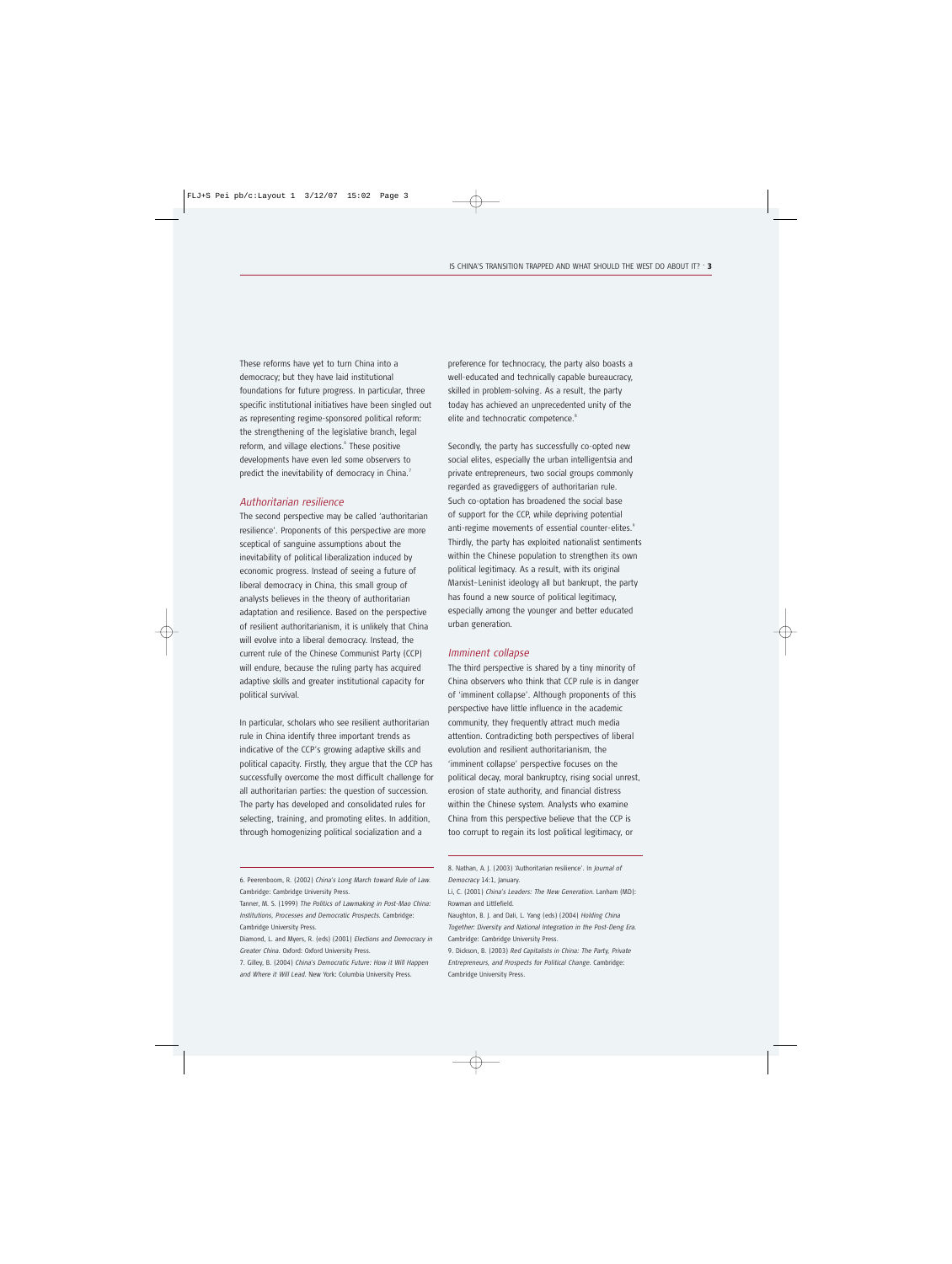These reforms have yet to turn China into a democracy; but they have laid institutional foundations for future progress. In particular, three specific institutional initiatives have been singled out as representing regime-sponsored political reform: the strengthening of the legislative branch, legal reform, and village elections.[6] These positive developments have even led some observers to predict the inevitability of democracy in China.[7]

### *Authoritarian resilience*

The second perspective may be called 'authoritarian resilience'. Proponents of this perspective are more sceptical of sanguine assumptions about the inevitability of political liberalization induced by economic progress. Instead of seeing a future of liberal democracy in China, this small group of analysts believes in the theory of authoritarian adaptation and resilience. Based on the perspective of resilient authoritarianism, it is unlikely that China will evolve into a liberal democracy. Instead, the current rule of the Chinese Communist Party (CCP) will endure, because the ruling party has acquired adaptive skills and greater institutional capacity for political survival.

In particular, scholars who see resilient authoritarian rule in China identify three important trends as indicative of the CCP's growing adaptive skills and political capacity. Firstly, they argue that the CCP has successfully overcome the most difficult challenge for all authoritarian parties: the question of succession. The party has developed and consolidated rules for selecting, training, and promoting elites. In addition, through homogenizing political socialization and a preference for technocracy, the party also boasts a well-educated and technically capable bureaucracy, skilled in problem-solving. As a result, the party today has achieved an unprecedented unity of the elite and technocratic competence.[8]

Secondly, the party has successfully co-opted new social elites, especially the urban intelligentsia and private entrepreneurs, two social groups commonly regarded as gravediggers of authoritarian rule. Such co-optation has broadened the social base of support for the CCP, while depriving potential anti-regime movements of essential counter-elites.[9] Thirdly, the party has exploited nationalist sentiments within the Chinese population to strengthen its own political legitimacy. As a result, with its original Marxist–Leninist ideology all but bankrupt, the party has found a new source of political legitimacy, especially among the younger and better educated urban generation.

### *Imminent collapse*

The third perspective is shared by a tiny minority of China observers who think that CCP rule is in danger of 'imminent collapse'. Although proponents of this perspective have little influence in the academic community, they frequently attract much media attention. Contradicting both perspectives of liberal evolution and resilient authoritarianism, the 'imminent collapse' perspective focuses on the political decay, moral bankruptcy, rising social unrest, erosion of state authority, and financial distress within the Chinese system. Analysts who examine China from this perspective believe that the CCP is too corrupt to regain its lost political legitimacy, or

---

6. Peerenboom, R. (2002) *China's Long March toward Rule of Law*. Cambridge: Cambridge University Press.
Tanner, M. S. (1999) *The Politics of Lawmaking in Post-Mao China: Institutions, Processes and Democratic Prospects*. Cambridge: Cambridge University Press.
Diamond, L. and Myers, R. (eds) (2001) *Elections and Democracy in Greater China*. Oxford: Oxford University Press.
7. Gilley, B. (2004) *China's Democratic Future: How it Will Happen and Where it Will Lead*. New York: Columbia University Press.

8. Nathan, A. J. (2003) 'Authoritarian resilience'. In *Journal of Democracy* 14:1, January.
Li, C. (2001) *China's Leaders: The New Generation*. Lanham (MD): Rowman and Littlefield.
Naughton, B. J. and Dali, L. Yang (eds) (2004) *Holding China Together: Diversity and National Integration in the Post-Deng Era*. Cambridge: Cambridge University Press.
9. Dickson, B. (2003) *Red Capitalists in China: The Party, Private Entrepreneurs, and Prospects for Political Change*. Cambridge: Cambridge University Press.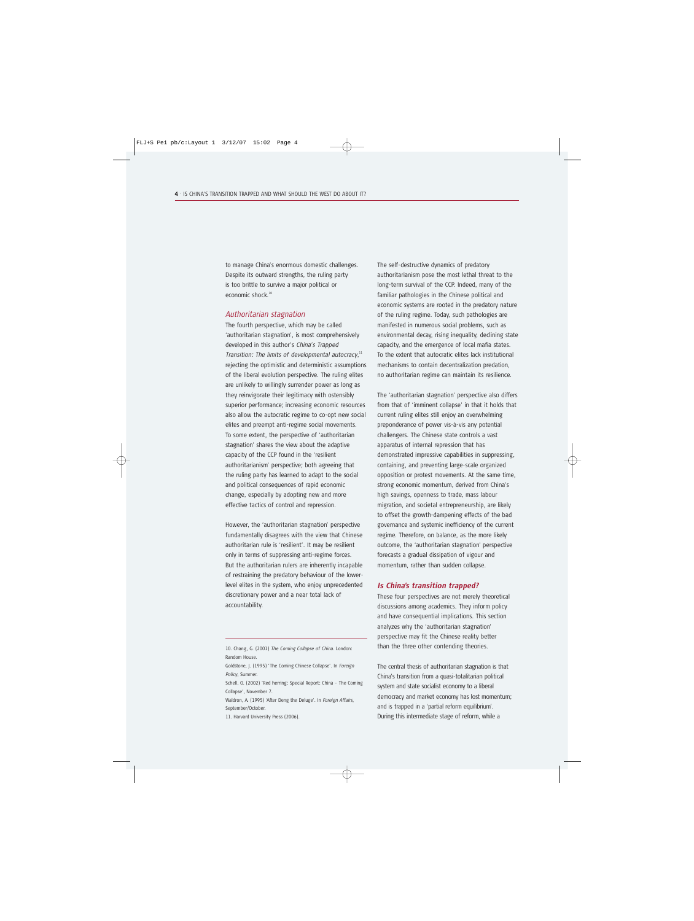to manage China's enormous domestic challenges. Despite its outward strengths, the ruling party is too brittle to survive a major political or economic shock.[10]

### *Authoritarian stagnation*

The fourth perspective, which may be called 'authoritarian stagnation', is most comprehensively developed in this author's *China's Trapped Transition: The limits of developmental autocracy*,[11] rejecting the optimistic and deterministic assumptions of the liberal evolution perspective. The ruling elites are unlikely to willingly surrender power as long as they reinvigorate their legitimacy with ostensibly superior performance; increasing economic resources also allow the autocratic regime to co-opt new social elites and preempt anti-regime social movements. To some extent, the perspective of 'authoritarian stagnation' shares the view about the adaptive capacity of the CCP found in the 'resilient authoritarianism' perspective; both agreeing that the ruling party has learned to adapt to the social and political consequences of rapid economic change, especially by adopting new and more effective tactics of control and repression.

However, the 'authoritarian stagnation' perspective fundamentally disagrees with the view that Chinese authoritarian rule is 'resilient'. It may be resilient only in terms of suppressing anti-regime forces. But the authoritarian rulers are inherently incapable of restraining the predatory behaviour of the lower-level elites in the system, who enjoy unprecedented discretionary power and a near total lack of accountability.

The self-destructive dynamics of predatory authoritarianism pose the most lethal threat to the long-term survival of the CCP. Indeed, many of the familiar pathologies in the Chinese political and economic systems are rooted in the predatory nature of the ruling regime. Today, such pathologies are manifested in numerous social problems, such as environmental decay, rising inequality, declining state capacity, and the emergence of local mafia states. To the extent that autocratic elites lack institutional mechanisms to contain decentralization predation, no authoritarian regime can maintain its resilience.

The 'authoritarian stagnation' perspective also differs from that of 'imminent collapse' in that it holds that current ruling elites still enjoy an overwhelming preponderance of power vis-à-vis any potential challengers. The Chinese state controls a vast apparatus of internal repression that has demonstrated impressive capabilities in suppressing, containing, and preventing large-scale organized opposition or protest movements. At the same time, strong economic momentum, derived from China's high savings, openness to trade, mass labour migration, and societal entrepreneurship, are likely to offset the growth-dampening effects of the bad governance and systemic inefficiency of the current regime. Therefore, on balance, as the more likely outcome, the 'authoritarian stagnation' perspective forecasts a gradual dissipation of vigour and momentum, rather than sudden collapse.

## ***Is China's transition trapped?***

These four perspectives are not merely theoretical discussions among academics. They inform policy and have consequential implications. This section analyzes why the 'authoritarian stagnation' perspective may fit the Chinese reality better than the three other contending theories.

The central thesis of authoritarian stagnation is that China's transition from a quasi-totalitarian political system and state socialist economy to a liberal democracy and market economy has lost momentum; and is trapped in a 'partial reform equilibrium'. During this intermediate stage of reform, while a

---

10. Chang, G. (2001) *The Coming Collapse of China*. London: Random House.
Goldstone, J. (1995) 'The Coming Chinese Collapse'. In *Foreign Policy*, Summer.
Schell, O. (2002) 'Red herring: Special Report: China – The Coming Collapse', November 7.
Waldron, A. (1995) 'After Deng the Deluge'. In *Foreign Affairs*, September/October.

11. Harvard University Press (2006).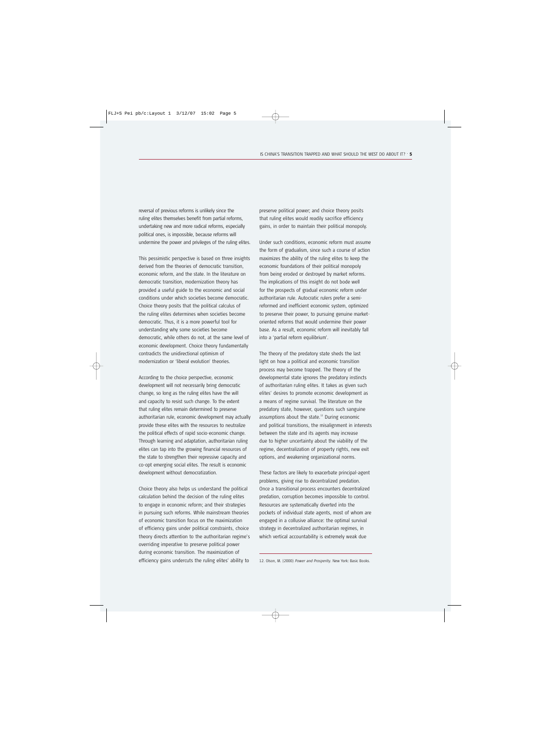reversal of previous reforms is unlikely since the ruling elites themselves benefit from partial reforms, undertaking new and more radical reforms, especially political ones, is impossible, because reforms will undermine the power and privileges of the ruling elites.

This pessimistic perspective is based on three insights derived from the theories of democratic transition, economic reform, and the state. In the literature on democratic transition, modernization theory has provided a useful guide to the economic and social conditions under which societies become democratic. Choice theory posits that the political calculus of the ruling elites determines when societies become democratic. Thus, it is a more powerful tool for understanding why some societies become democratic, while others do not, at the same level of economic development. Choice theory fundamentally contradicts the unidirectional optimism of modernization or 'liberal evolution' theories.

According to the choice perspective, economic development will not necessarily bring democratic change, so long as the ruling elites have the will and capacity to resist such change. To the extent that ruling elites remain determined to preserve authoritarian rule, economic development may actually provide these elites with the resources to neutralize the political effects of rapid socio-economic change. Through learning and adaptation, authoritarian ruling elites can tap into the growing financial resources of the state to strengthen their repressive capacity and co-opt emerging social elites. The result is economic development without democratization.

Choice theory also helps us understand the political calculation behind the decision of the ruling elites to engage in economic reform; and their strategies in pursuing such reforms. While mainstream theories of economic transition focus on the maximization of efficiency gains under political constraints, choice theory directs attention to the authoritarian regime's overriding imperative to preserve political power during economic transition. The maximization of efficiency gains undercuts the ruling elites' ability to preserve political power; and choice theory posits that ruling elites would readily sacrifice efficiency gains, in order to maintain their political monopoly.

Under such conditions, economic reform must assume the form of gradualism, since such a course of action maximizes the ability of the ruling elites to keep the economic foundations of their political monopoly from being eroded or destroyed by market reforms. The implications of this insight do not bode well for the prospects of gradual economic reform under authoritarian rule. Autocratic rulers prefer a semi-reformed and inefficient economic system, optimized to preserve their power, to pursuing genuine market-oriented reforms that would undermine their power base. As a result, economic reform will inevitably fall into a 'partial reform equilibrium'.

The theory of the predatory state sheds the last light on how a political and economic transition process may become trapped. The theory of the developmental state ignores the predatory instincts of authoritarian ruling elites. It takes as given such elites' desires to promote economic development as a means of regime survival. The literature on the predatory state, however, questions such sanguine assumptions about the state.[12] During economic and political transitions, the misalignment in interests between the state and its agents may increase due to higher uncertainty about the viability of the regime, decentralization of property rights, new exit options, and weakening organizational norms.

These factors are likely to exacerbate principal-agent problems, giving rise to decentralized predation. Once a transitional process encounters decentralized predation, corruption becomes impossible to control. Resources are systematically diverted into the pockets of individual state agents, most of whom are engaged in a collusive alliance: the optimal survival strategy in decentralized authoritarian regimes, in which vertical accountability is extremely weak due

12. Olson, M. (2000) *Power and Prosperity*. New York: Basic Books.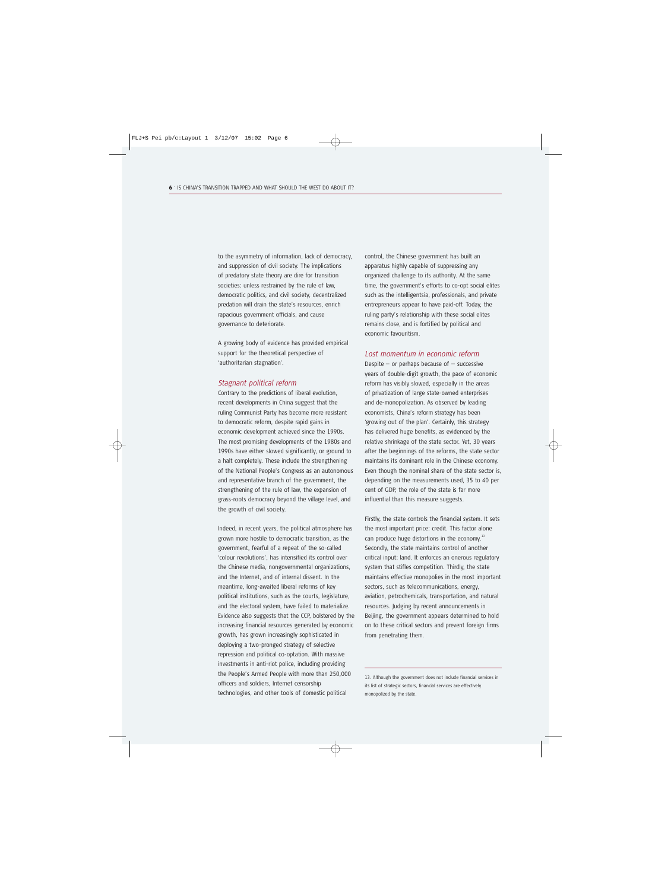to the asymmetry of information, lack of democracy, and suppression of civil society. The implications of predatory state theory are dire for transition societies: unless restrained by the rule of law, democratic politics, and civil society, decentralized predation will drain the state's resources, enrich rapacious government officials, and cause governance to deteriorate.

A growing body of evidence has provided empirical support for the theoretical perspective of 'authoritarian stagnation'.

### *Stagnant political reform*

Contrary to the predictions of liberal evolution, recent developments in China suggest that the ruling Communist Party has become more resistant to democratic reform, despite rapid gains in economic development achieved since the 1990s. The most promising developments of the 1980s and 1990s have either slowed significantly, or ground to a halt completely. These include the strengthening of the National People's Congress as an autonomous and representative branch of the government, the strengthening of the rule of law, the expansion of grass-roots democracy beyond the village level, and the growth of civil society.

Indeed, in recent years, the political atmosphere has grown more hostile to democratic transition, as the government, fearful of a repeat of the so-called 'colour revolutions', has intensified its control over the Chinese media, nongovernmental organizations, and the Internet, and of internal dissent. In the meantime, long-awaited liberal reforms of key political institutions, such as the courts, legislature, and the electoral system, have failed to materialize. Evidence also suggests that the CCP, bolstered by the increasing financial resources generated by economic growth, has grown increasingly sophisticated in deploying a two-pronged strategy of selective repression and political co-optation. With massive investments in anti-riot police, including providing the People's Armed People with more than 250,000 officers and soldiers, Internet censorship technologies, and other tools of domestic political control, the Chinese government has built an apparatus highly capable of suppressing any organized challenge to its authority. At the same time, the government's efforts to co-opt social elites such as the intelligentsia, professionals, and private entrepreneurs appear to have paid-off. Today, the ruling party's relationship with these social elites remains close, and is fortified by political and economic favouritism.

### *Lost momentum in economic reform*

Despite – or perhaps because of – successive years of double-digit growth, the pace of economic reform has visibly slowed, especially in the areas of privatization of large state-owned enterprises and de-monopolization. As observed by leading economists, China's reform strategy has been 'growing out of the plan'. Certainly, this strategy has delivered huge benefits, as evidenced by the relative shrinkage of the state sector. Yet, 30 years after the beginnings of the reforms, the state sector maintains its dominant role in the Chinese economy. Even though the nominal share of the state sector is, depending on the measurements used, 35 to 40 per cent of GDP, the role of the state is far more influential than this measure suggests.

Firstly, the state controls the financial system. It sets the most important price: credit. This factor alone can produce huge distortions in the economy.[13] Secondly, the state maintains control of another critical input: land. It enforces an onerous regulatory system that stifles competition. Thirdly, the state maintains effective monopolies in the most important sectors, such as telecommunications, energy, aviation, petrochemicals, transportation, and natural resources. Judging by recent announcements in Beijing, the government appears determined to hold on to these critical sectors and prevent foreign firms from penetrating them.

---

13. Although the government does not include financial services in its list of strategic sectors, financial services are effectively monopolized by the state.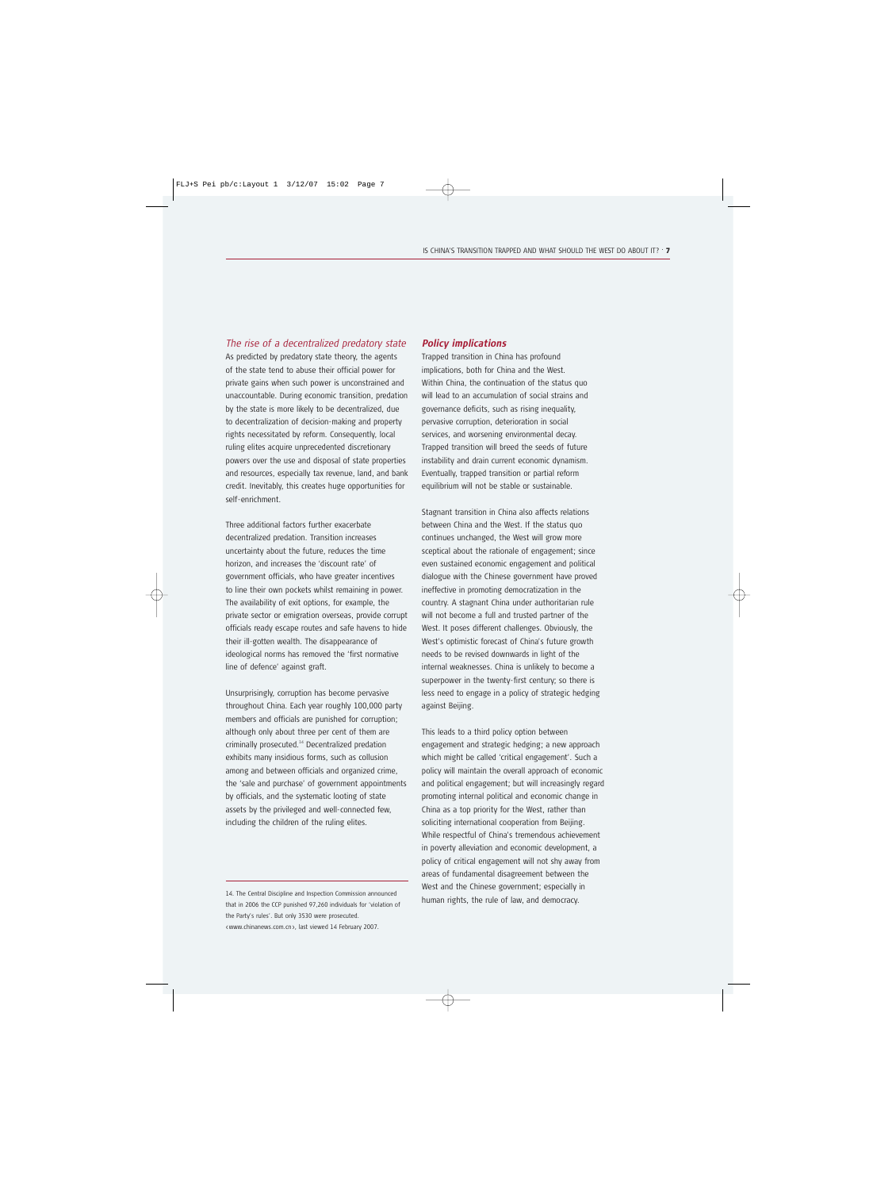### *The rise of a decentralized predatory state*

As predicted by predatory state theory, the agents of the state tend to abuse their official power for private gains when such power is unconstrained and unaccountable. During economic transition, predation by the state is more likely to be decentralized, due to decentralization of decision-making and property rights necessitated by reform. Consequently, local ruling elites acquire unprecedented discretionary powers over the use and disposal of state properties and resources, especially tax revenue, land, and bank credit. Inevitably, this creates huge opportunities for self-enrichment.

Three additional factors further exacerbate decentralized predation. Transition increases uncertainty about the future, reduces the time horizon, and increases the 'discount rate' of government officials, who have greater incentives to line their own pockets whilst remaining in power. The availability of exit options, for example, the private sector or emigration overseas, provide corrupt officials ready escape routes and safe havens to hide their ill-gotten wealth. The disappearance of ideological norms has removed the 'first normative line of defence' against graft.

Unsurprisingly, corruption has become pervasive throughout China. Each year roughly 100,000 party members and officials are punished for corruption; although only about three per cent of them are criminally prosecuted.[14] Decentralized predation exhibits many insidious forms, such as collusion among and between officials and organized crime, the 'sale and purchase' of government appointments by officials, and the systematic looting of state assets by the privileged and well-connected few, including the children of the ruling elites.

### ***Policy implications***

Trapped transition in China has profound implications, both for China and the West. Within China, the continuation of the status quo will lead to an accumulation of social strains and governance deficits, such as rising inequality, pervasive corruption, deterioration in social services, and worsening environmental decay. Trapped transition will breed the seeds of future instability and drain current economic dynamism. Eventually, trapped transition or partial reform equilibrium will not be stable or sustainable.

Stagnant transition in China also affects relations between China and the West. If the status quo continues unchanged, the West will grow more sceptical about the rationale of engagement; since even sustained economic engagement and political dialogue with the Chinese government have proved ineffective in promoting democratization in the country. A stagnant China under authoritarian rule will not become a full and trusted partner of the West. It poses different challenges. Obviously, the West's optimistic forecast of China's future growth needs to be revised downwards in light of the internal weaknesses. China is unlikely to become a superpower in the twenty-first century; so there is less need to engage in a policy of strategic hedging against Beijing.

This leads to a third policy option between engagement and strategic hedging; a new approach which might be called 'critical engagement'. Such a policy will maintain the overall approach of economic and political engagement; but will increasingly regard promoting internal political and economic change in China as a top priority for the West, rather than soliciting international cooperation from Beijing. While respectful of China's tremendous achievement in poverty alleviation and economic development, a policy of critical engagement will not shy away from areas of fundamental disagreement between the West and the Chinese government; especially in human rights, the rule of law, and democracy.

---

14. The Central Discipline and Inspection Commission announced that in 2006 the CCP punished 97,260 individuals for 'violation of the Party's rules'. But only 3530 were prosecuted. <www.chinanews.com.cn>, last viewed 14 February 2007.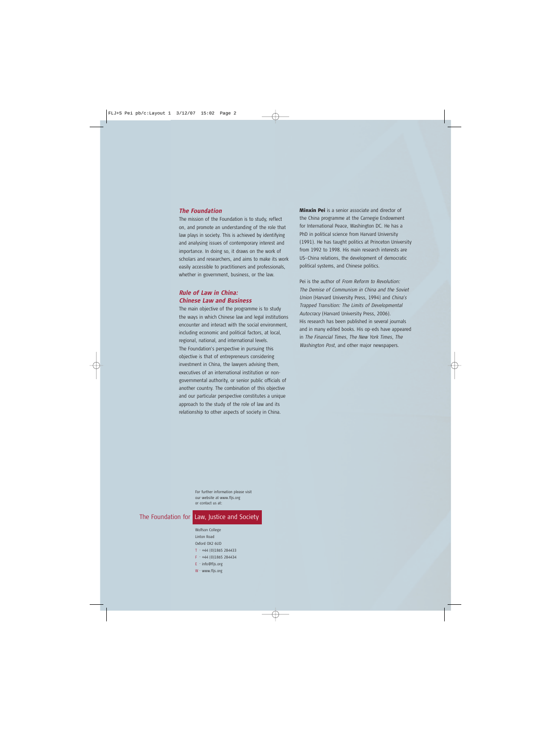### *The Foundation*

The mission of the Foundation is to study, reflect on, and promote an understanding of the role that law plays in society. This is achieved by identifying and analysing issues of contemporary interest and importance. In doing so, it draws on the work of scholars and researchers, and aims to make its work easily accessible to practitioners and professionals, whether in government, business, or the law.

### *Rule of Law in China: Chinese Law and Business*

The main objective of the programme is to study the ways in which Chinese law and legal institutions encounter and interact with the social environment, including economic and political factors, at local, regional, national, and international levels.
The Foundation's perspective in pursuing this objective is that of entrepreneurs considering investment in China, the lawyers advising them, executives of an international institution or non-governmental authority, or senior public officials of another country. The combination of this objective and our particular perspective constitutes a unique approach to the study of the role of law and its relationship to other aspects of society in China.

**Minxin Pei** is a senior associate and director of the China programme at the Carnegie Endowment for International Peace, Washington DC. He has a PhD in political science from Harvard University (1991). He has taught politics at Princeton University from 1992 to 1998. His main research interests are US–China relations, the development of democratic political systems, and Chinese politics.

Pei is the author of *From Reform to Revolution: The Demise of Communism in China and the Soviet Union* (Harvard University Press, 1994) and *China's Trapped Transition: The Limits of Developmental Autocracy* (Harvard University Press, 2006). His research has been published in several journals and in many edited books. His op-eds have appeared in *The Financial Times*, *The New York Times*, *The Washington Post*, and other major newspapers.

For further information please visit our website at www.fljs.org or contact us at:

The Foundation for Law, Justice and Society

Wolfson College
Linton Road
Oxford OX2 6UD
T · +44 (0)1865 284433
F · +44 (0)1865 284434
E · info@fljs.org
W · www.fljs.org